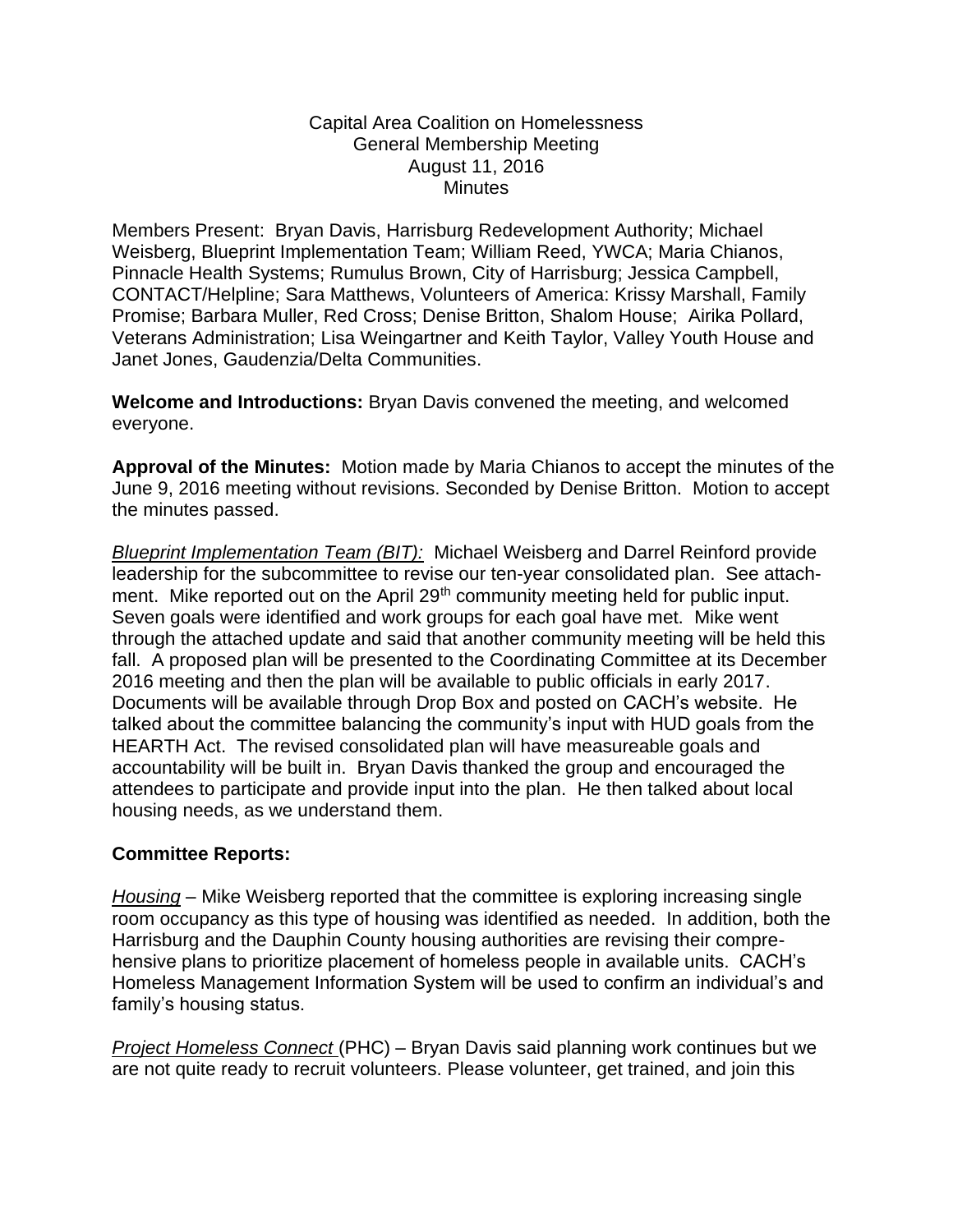Capital Area Coalition on Homelessness
General Membership Meeting
August 11, 2016
Minutes

Members Present: Bryan Davis, Harrisburg Redevelopment Authority; Michael Weisberg, Blueprint Implementation Team; William Reed, YWCA; Maria Chianos, Pinnacle Health Systems; Rumulus Brown, City of Harrisburg; Jessica Campbell, CONTACT/Helpline; Sara Matthews, Volunteers of America: Krissy Marshall, Family Promise; Barbara Muller, Red Cross; Denise Britton, Shalom House; Airika Pollard, Veterans Administration; Lisa Weingartner and Keith Taylor, Valley Youth House and Janet Jones, Gaudenzia/Delta Communities.

**Welcome and Introductions:** Bryan Davis convened the meeting, and welcomed everyone.

**Approval of the Minutes:** Motion made by Maria Chianos to accept the minutes of the June 9, 2016 meeting without revisions. Seconded by Denise Britton. Motion to accept the minutes passed.

*Blueprint Implementation Team (BIT):* Michael Weisberg and Darrel Reinford provide leadership for the subcommittee to revise our ten-year consolidated plan. See attachment. Mike reported out on the April 29th community meeting held for public input. Seven goals were identified and work groups for each goal have met. Mike went through the attached update and said that another community meeting will be held this fall. A proposed plan will be presented to the Coordinating Committee at its December 2016 meeting and then the plan will be available to public officials in early 2017. Documents will be available through Drop Box and posted on CACH's website. He talked about the committee balancing the community's input with HUD goals from the HEARTH Act. The revised consolidated plan will have measureable goals and accountability will be built in. Bryan Davis thanked the group and encouraged the attendees to participate and provide input into the plan. He then talked about local housing needs, as we understand them.

**Committee Reports:**

*Housing* – Mike Weisberg reported that the committee is exploring increasing single room occupancy as this type of housing was identified as needed. In addition, both the Harrisburg and the Dauphin County housing authorities are revising their comprehensive plans to prioritize placement of homeless people in available units. CACH's Homeless Management Information System will be used to confirm an individual's and family's housing status.

*Project Homeless Connect* (PHC) – Bryan Davis said planning work continues but we are not quite ready to recruit volunteers. Please volunteer, get trained, and join this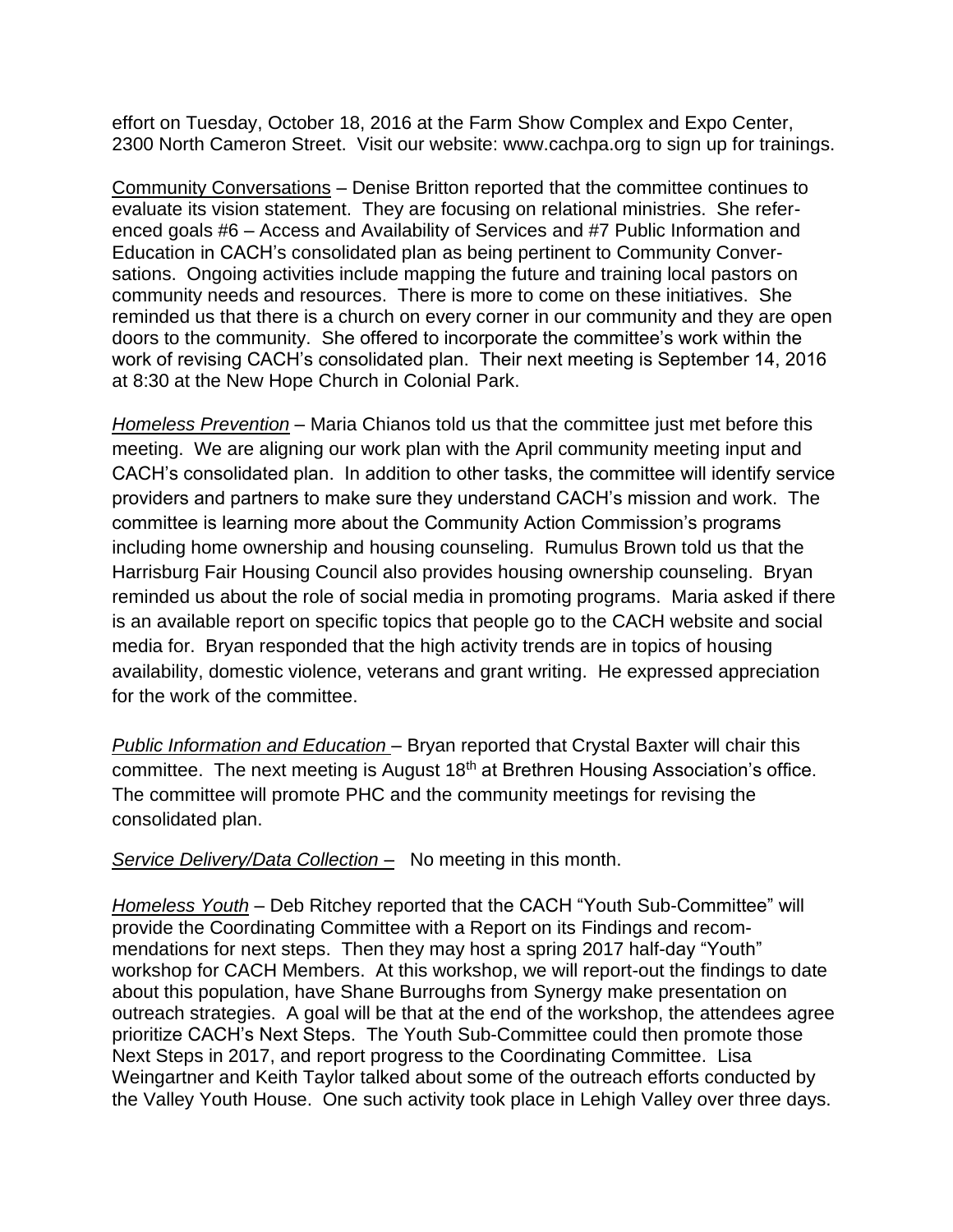effort on Tuesday, October 18, 2016 at the Farm Show Complex and Expo Center, 2300 North Cameron Street. Visit our website: www.cachpa.org to sign up for trainings.

Community Conversations – Denise Britton reported that the committee continues to evaluate its vision statement. They are focusing on relational ministries. She referenced goals #6 – Access and Availability of Services and #7 Public Information and Education in CACH's consolidated plan as being pertinent to Community Conversations. Ongoing activities include mapping the future and training local pastors on community needs and resources. There is more to come on these initiatives. She reminded us that there is a church on every corner in our community and they are open doors to the community. She offered to incorporate the committee's work within the work of revising CACH's consolidated plan. Their next meeting is September 14, 2016 at 8:30 at the New Hope Church in Colonial Park.

*Homeless Prevention* – Maria Chianos told us that the committee just met before this meeting. We are aligning our work plan with the April community meeting input and CACH's consolidated plan. In addition to other tasks, the committee will identify service providers and partners to make sure they understand CACH's mission and work. The committee is learning more about the Community Action Commission's programs including home ownership and housing counseling. Rumulus Brown told us that the Harrisburg Fair Housing Council also provides housing ownership counseling. Bryan reminded us about the role of social media in promoting programs. Maria asked if there is an available report on specific topics that people go to the CACH website and social media for. Bryan responded that the high activity trends are in topics of housing availability, domestic violence, veterans and grant writing. He expressed appreciation for the work of the committee.

*Public Information and Education* – Bryan reported that Crystal Baxter will chair this committee. The next meeting is August 18th at Brethren Housing Association's office. The committee will promote PHC and the community meetings for revising the consolidated plan.

*Service Delivery/Data Collection* – No meeting in this month.

*Homeless Youth* – Deb Ritchey reported that the CACH "Youth Sub-Committee" will provide the Coordinating Committee with a Report on its Findings and recommendations for next steps. Then they may host a spring 2017 half-day "Youth" workshop for CACH Members. At this workshop, we will report-out the findings to date about this population, have Shane Burroughs from Synergy make presentation on outreach strategies. A goal will be that at the end of the workshop, the attendees agree prioritize CACH's Next Steps. The Youth Sub-Committee could then promote those Next Steps in 2017, and report progress to the Coordinating Committee. Lisa Weingartner and Keith Taylor talked about some of the outreach efforts conducted by the Valley Youth House. One such activity took place in Lehigh Valley over three days.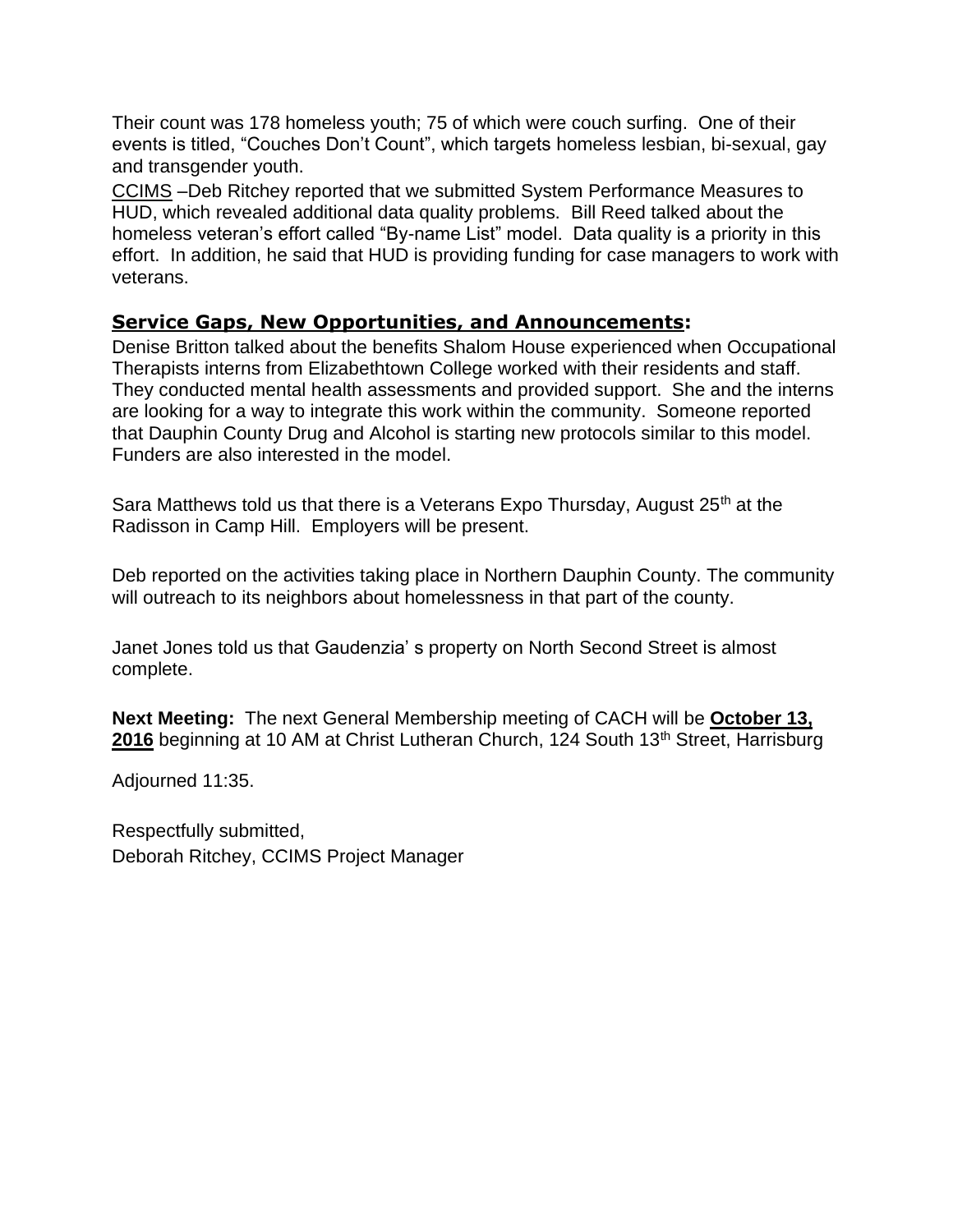Their count was 178 homeless youth; 75 of which were couch surfing. One of their events is titled, "Couches Don't Count", which targets homeless lesbian, bi-sexual, gay and transgender youth.

CCIMS –Deb Ritchey reported that we submitted System Performance Measures to HUD, which revealed additional data quality problems. Bill Reed talked about the homeless veteran's effort called "By-name List" model. Data quality is a priority in this effort. In addition, he said that HUD is providing funding for case managers to work with veterans.

## Service Gaps, New Opportunities, and Announcements:

Denise Britton talked about the benefits Shalom House experienced when Occupational Therapists interns from Elizabethtown College worked with their residents and staff. They conducted mental health assessments and provided support. She and the interns are looking for a way to integrate this work within the community. Someone reported that Dauphin County Drug and Alcohol is starting new protocols similar to this model. Funders are also interested in the model.

Sara Matthews told us that there is a Veterans Expo Thursday, August 25th at the Radisson in Camp Hill. Employers will be present.

Deb reported on the activities taking place in Northern Dauphin County. The community will outreach to its neighbors about homelessness in that part of the county.

Janet Jones told us that Gaudenzia' s property on North Second Street is almost complete.

**Next Meeting:** The next General Membership meeting of CACH will be **October 13, 2016** beginning at 10 AM at Christ Lutheran Church, 124 South 13th Street, Harrisburg

Adjourned 11:35.

Respectfully submitted,
Deborah Ritchey, CCIMS Project Manager